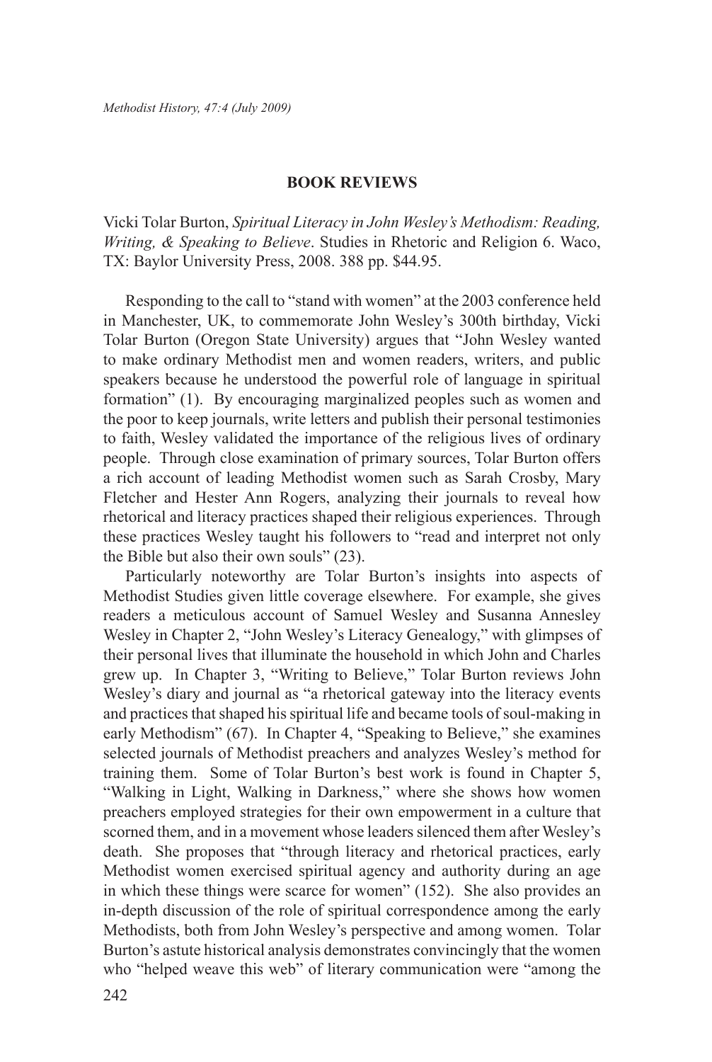## BOOK REVIEWS

Vicki Tolar Burton, *Spiritual Literacy in John Wesley's Methodism: Reading, Writing, & Speaking to Believe*. Studies in Rhetoric and Religion 6. Waco, TX: Baylor University Press, 2008. 388 pp. $44.95.

Responding to the call to "stand with women" at the 2003 conference held in Manchester, UK, to commemorate John Wesley's 300th birthday, Vicki Tolar Burton (Oregon State University) argues that "John Wesley wanted to make ordinary Methodist men and women readers, writers, and public speakers because he understood the powerful role of language in spiritual formation" (1). By encouraging marginalized peoples such as women and the poor to keep journals, write letters and publish their personal testimonies to faith, Wesley validated the importance of the religious lives of ordinary people. Through close examination of primary sources, Tolar Burton offers a rich account of leading Methodist women such as Sarah Crosby, Mary Fletcher and Hester Ann Rogers, analyzing their journals to reveal how rhetorical and literacy practices shaped their religious experiences. Through these practices Wesley taught his followers to "read and interpret not only the Bible but also their own souls" (23).

Particularly noteworthy are Tolar Burton's insights into aspects of Methodist Studies given little coverage elsewhere. For example, she gives readers a meticulous account of Samuel Wesley and Susanna Annesley Wesley in Chapter 2, "John Wesley's Literacy Genealogy," with glimpses of their personal lives that illuminate the household in which John and Charles grew up. In Chapter 3, "Writing to Believe," Tolar Burton reviews John Wesley's diary and journal as "a rhetorical gateway into the literacy events and practices that shaped his spiritual life and became tools of soul-making in early Methodism" (67). In Chapter 4, "Speaking to Believe," she examines selected journals of Methodist preachers and analyzes Wesley's method for training them. Some of Tolar Burton's best work is found in Chapter 5, "Walking in Light, Walking in Darkness," where she shows how women preachers employed strategies for their own empowerment in a culture that scorned them, and in a movement whose leaders silenced them after Wesley's death. She proposes that "through literacy and rhetorical practices, early Methodist women exercised spiritual agency and authority during an age in which these things were scarce for women" (152). She also provides an in-depth discussion of the role of spiritual correspondence among the early Methodists, both from John Wesley's perspective and among women. Tolar Burton's astute historical analysis demonstrates convincingly that the women who "helped weave this web" of literary communication were "among the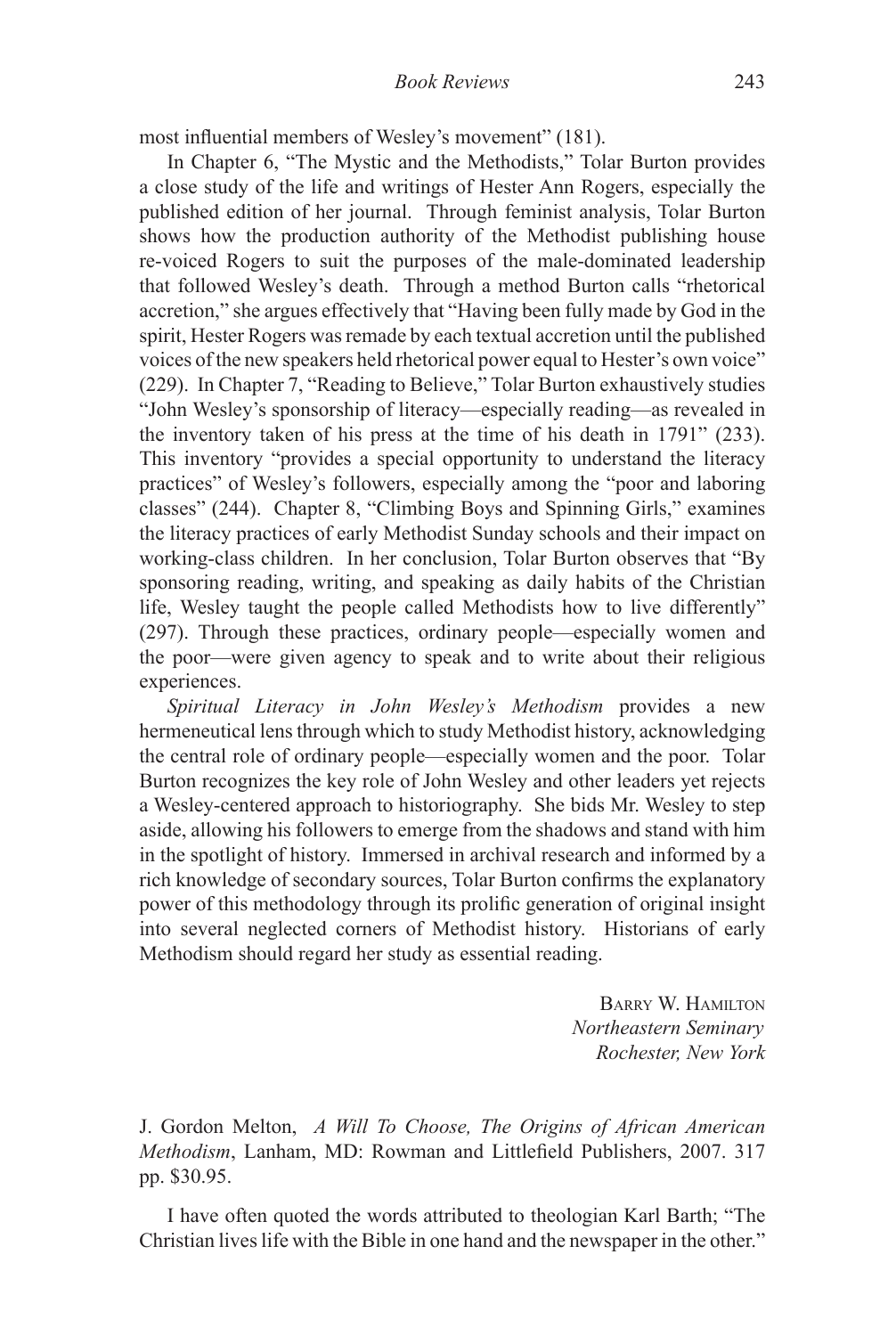most influential members of Wesley's movement" (181).

In Chapter 6, "The Mystic and the Methodists," Tolar Burton provides a close study of the life and writings of Hester Ann Rogers, especially the published edition of her journal. Through feminist analysis, Tolar Burton shows how the production authority of the Methodist publishing house re-voiced Rogers to suit the purposes of the male-dominated leadership that followed Wesley's death. Through a method Burton calls "rhetorical accretion," she argues effectively that "Having been fully made by God in the spirit, Hester Rogers was remade by each textual accretion until the published voices of the new speakers held rhetorical power equal to Hester's own voice" (229). In Chapter 7, "Reading to Believe," Tolar Burton exhaustively studies "John Wesley's sponsorship of literacy—especially reading—as revealed in the inventory taken of his press at the time of his death in 1791" (233). This inventory "provides a special opportunity to understand the literacy practices" of Wesley's followers, especially among the "poor and laboring classes" (244). Chapter 8, "Climbing Boys and Spinning Girls," examines the literacy practices of early Methodist Sunday schools and their impact on working-class children. In her conclusion, Tolar Burton observes that "By sponsoring reading, writing, and speaking as daily habits of the Christian life, Wesley taught the people called Methodists how to live differently" (297). Through these practices, ordinary people—especially women and the poor—were given agency to speak and to write about their religious experiences.

*Spiritual Literacy in John Wesley's Methodism* provides a new hermeneutical lens through which to study Methodist history, acknowledging the central role of ordinary people—especially women and the poor. Tolar Burton recognizes the key role of John Wesley and other leaders yet rejects a Wesley-centered approach to historiography. She bids Mr. Wesley to step aside, allowing his followers to emerge from the shadows and stand with him in the spotlight of history. Immersed in archival research and informed by a rich knowledge of secondary sources, Tolar Burton confirms the explanatory power of this methodology through its prolific generation of original insight into several neglected corners of Methodist history. Historians of early Methodism should regard her study as essential reading.

BARRY W. HAMILTON
*Northeastern Seminary*
*Rochester, New York*

J. Gordon Melton, *A Will To Choose, The Origins of African American Methodism*, Lanham, MD: Rowman and Littlefield Publishers, 2007. 317 pp. $30.95.

I have often quoted the words attributed to theologian Karl Barth; "The Christian lives life with the Bible in one hand and the newspaper in the other."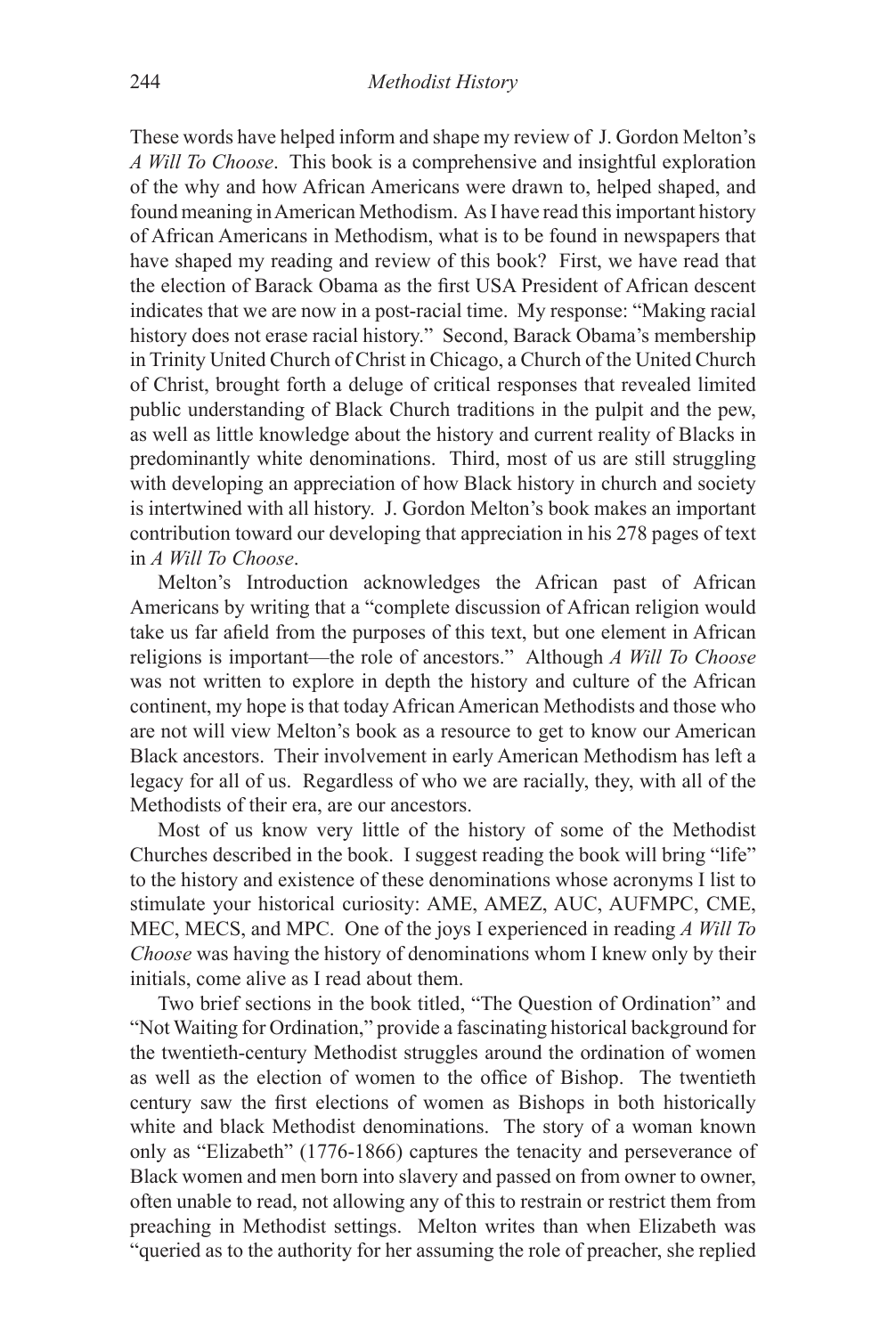These words have helped inform and shape my review of J. Gordon Melton's *A Will To Choose*. This book is a comprehensive and insightful exploration of the why and how African Americans were drawn to, helped shaped, and found meaning in American Methodism. As I have read this important history of African Americans in Methodism, what is to be found in newspapers that have shaped my reading and review of this book? First, we have read that the election of Barack Obama as the first USA President of African descent indicates that we are now in a post-racial time. My response: "Making racial history does not erase racial history." Second, Barack Obama's membership in Trinity United Church of Christ in Chicago, a Church of the United Church of Christ, brought forth a deluge of critical responses that revealed limited public understanding of Black Church traditions in the pulpit and the pew, as well as little knowledge about the history and current reality of Blacks in predominantly white denominations. Third, most of us are still struggling with developing an appreciation of how Black history in church and society is intertwined with all history. J. Gordon Melton's book makes an important contribution toward our developing that appreciation in his 278 pages of text in *A Will To Choose*.

Melton's Introduction acknowledges the African past of African Americans by writing that a "complete discussion of African religion would take us far afield from the purposes of this text, but one element in African religions is important—the role of ancestors." Although *A Will To Choose* was not written to explore in depth the history and culture of the African continent, my hope is that today African American Methodists and those who are not will view Melton's book as a resource to get to know our American Black ancestors. Their involvement in early American Methodism has left a legacy for all of us. Regardless of who we are racially, they, with all of the Methodists of their era, are our ancestors.

Most of us know very little of the history of some of the Methodist Churches described in the book. I suggest reading the book will bring "life" to the history and existence of these denominations whose acronyms I list to stimulate your historical curiosity: AME, AMEZ, AUC, AUFMPC, CME, MEC, MECS, and MPC. One of the joys I experienced in reading *A Will To Choose* was having the history of denominations whom I knew only by their initials, come alive as I read about them.

Two brief sections in the book titled, "The Question of Ordination" and "Not Waiting for Ordination," provide a fascinating historical background for the twentieth-century Methodist struggles around the ordination of women as well as the election of women to the office of Bishop. The twentieth century saw the first elections of women as Bishops in both historically white and black Methodist denominations. The story of a woman known only as "Elizabeth" (1776-1866) captures the tenacity and perseverance of Black women and men born into slavery and passed on from owner to owner, often unable to read, not allowing any of this to restrain or restrict them from preaching in Methodist settings. Melton writes than when Elizabeth was "queried as to the authority for her assuming the role of preacher, she replied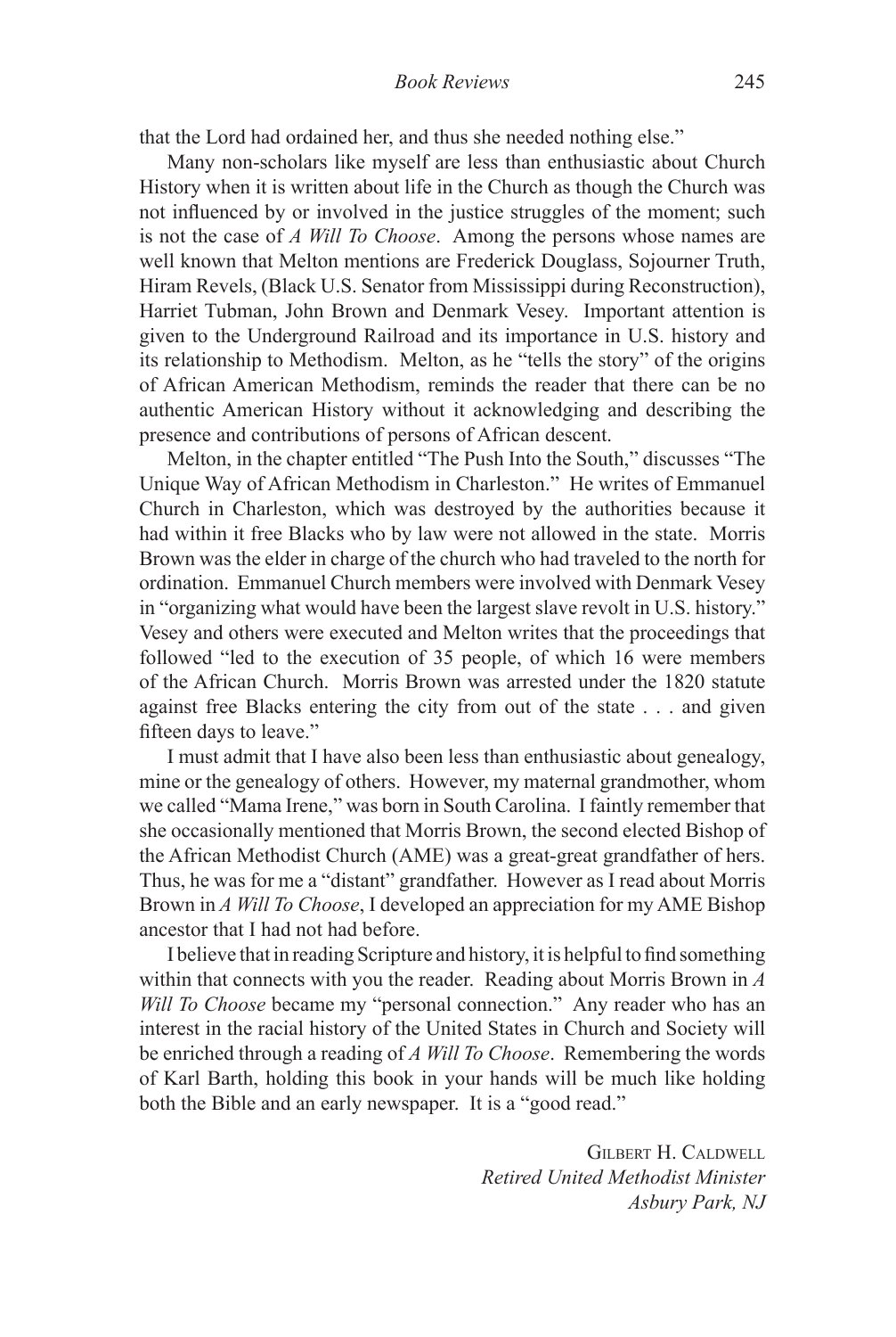that the Lord had ordained her, and thus she needed nothing else."

Many non-scholars like myself are less than enthusiastic about Church History when it is written about life in the Church as though the Church was not influenced by or involved in the justice struggles of the moment; such is not the case of *A Will To Choose*. Among the persons whose names are well known that Melton mentions are Frederick Douglass, Sojourner Truth, Hiram Revels, (Black U.S. Senator from Mississippi during Reconstruction), Harriet Tubman, John Brown and Denmark Vesey. Important attention is given to the Underground Railroad and its importance in U.S. history and its relationship to Methodism. Melton, as he "tells the story" of the origins of African American Methodism, reminds the reader that there can be no authentic American History without it acknowledging and describing the presence and contributions of persons of African descent.

Melton, in the chapter entitled "The Push Into the South," discusses "The Unique Way of African Methodism in Charleston." He writes of Emmanuel Church in Charleston, which was destroyed by the authorities because it had within it free Blacks who by law were not allowed in the state. Morris Brown was the elder in charge of the church who had traveled to the north for ordination. Emmanuel Church members were involved with Denmark Vesey in "organizing what would have been the largest slave revolt in U.S. history." Vesey and others were executed and Melton writes that the proceedings that followed "led to the execution of 35 people, of which 16 were members of the African Church. Morris Brown was arrested under the 1820 statute against free Blacks entering the city from out of the state . . . and given fifteen days to leave."

I must admit that I have also been less than enthusiastic about genealogy, mine or the genealogy of others. However, my maternal grandmother, whom we called "Mama Irene," was born in South Carolina. I faintly remember that she occasionally mentioned that Morris Brown, the second elected Bishop of the African Methodist Church (AME) was a great-great grandfather of hers. Thus, he was for me a "distant" grandfather. However as I read about Morris Brown in *A Will To Choose*, I developed an appreciation for my AME Bishop ancestor that I had not had before.

I believe that in reading Scripture and history, it is helpful to find something within that connects with you the reader. Reading about Morris Brown in *A Will To Choose* became my "personal connection." Any reader who has an interest in the racial history of the United States in Church and Society will be enriched through a reading of *A Will To Choose*. Remembering the words of Karl Barth, holding this book in your hands will be much like holding both the Bible and an early newspaper. It is a "good read."

Gilbert H. Caldwell
*Retired United Methodist Minister*
*Asbury Park, NJ*